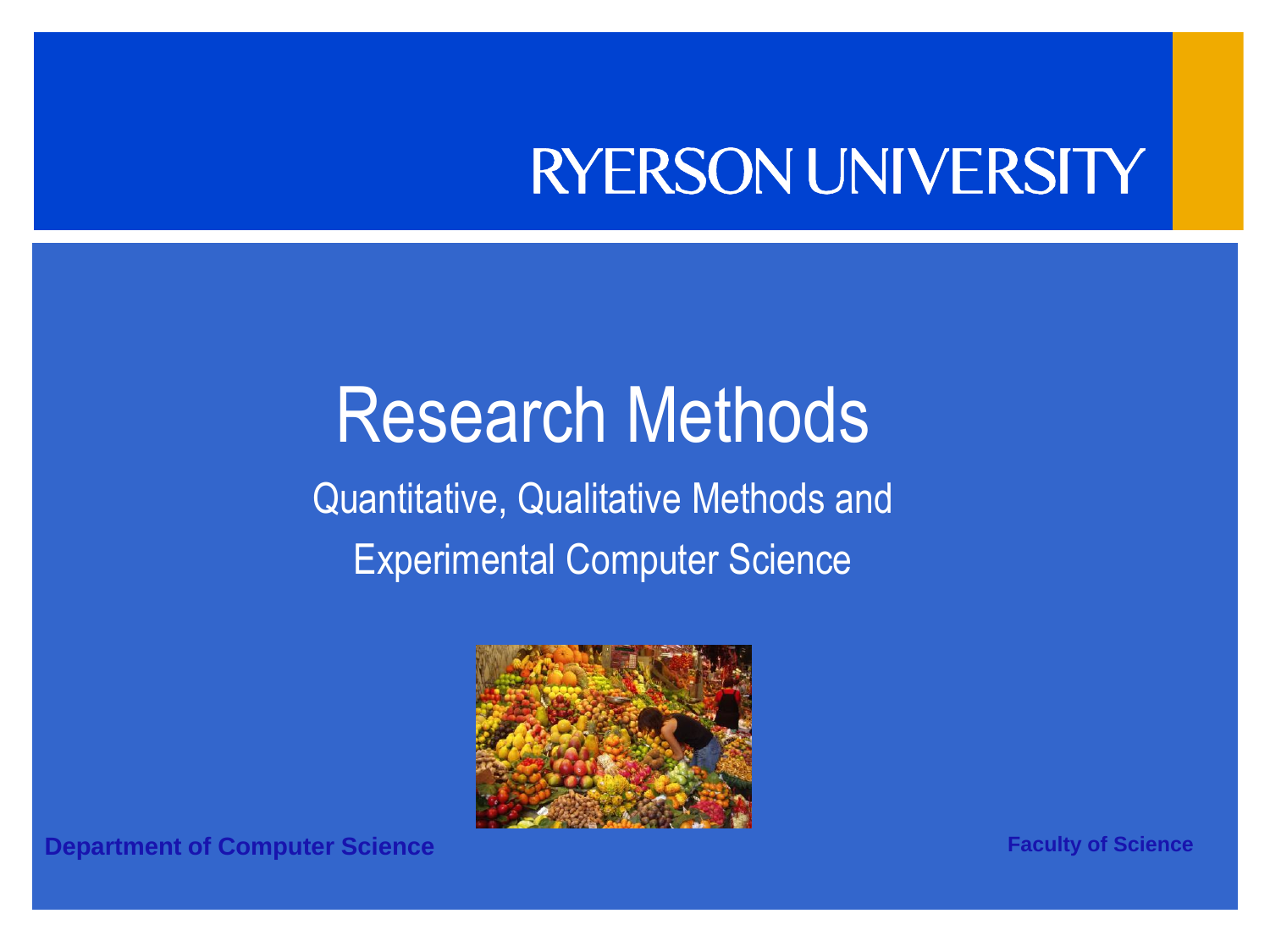RYERSON UNIVERSITY

# Research Methods

## Quantitative, Qualitative Methods and Experimental Computer Science

**Department of Computer Science**

**Faculty of Science**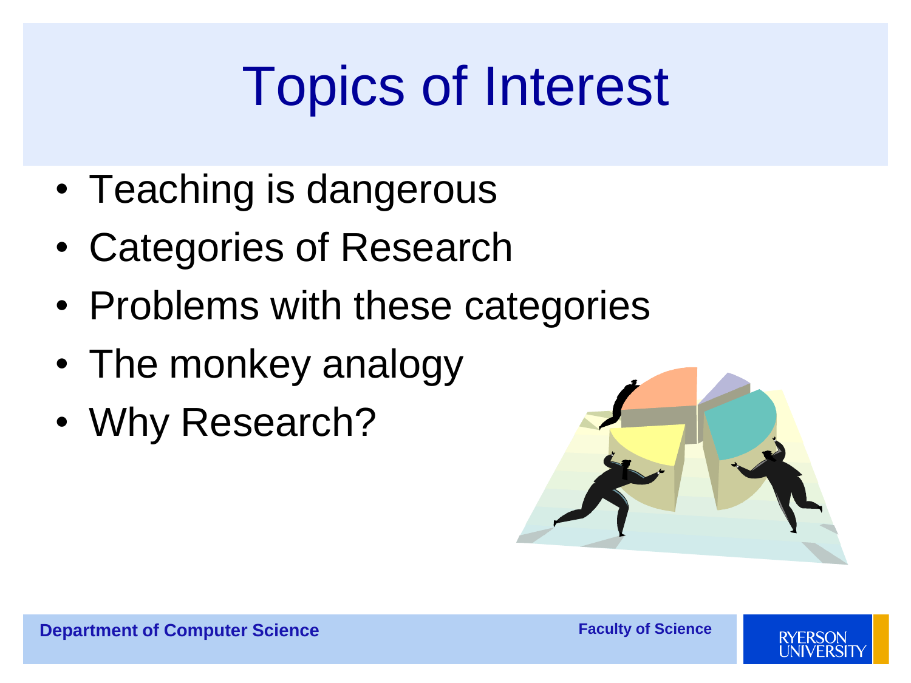# Topics of Interest

- Teaching is dangerous
- Categories of Research
- Problems with these categories
- The monkey analogy
- Why Research?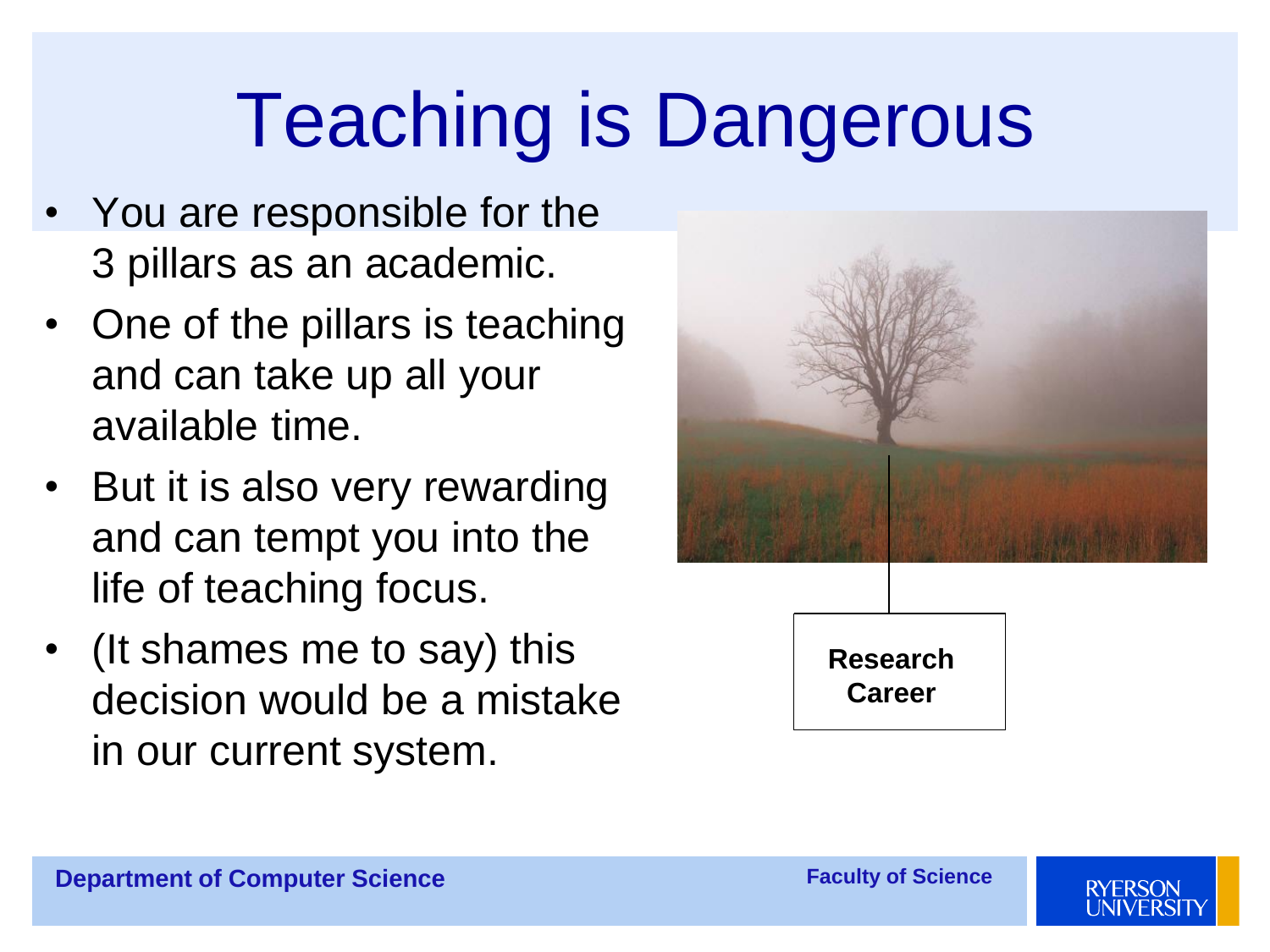# Teaching is Dangerous

- You are responsible for the 3 pillars as an academic.
- One of the pillars is teaching and can take up all your available time.
- But it is also very rewarding and can tempt you into the life of teaching focus.
- (It shames me to say) this decision would be a mistake in our current system.

**Research Career**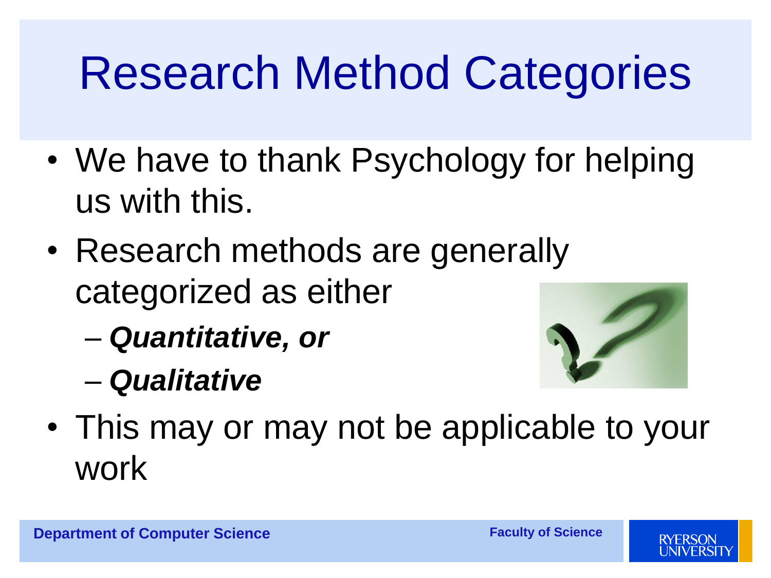# Research Method Categories

- We have to thank Psychology for helping us with this.
- Research methods are generally categorized as either
  - ***Quantitative, or***
  - ***Qualitative***
- This may or may not be applicable to your work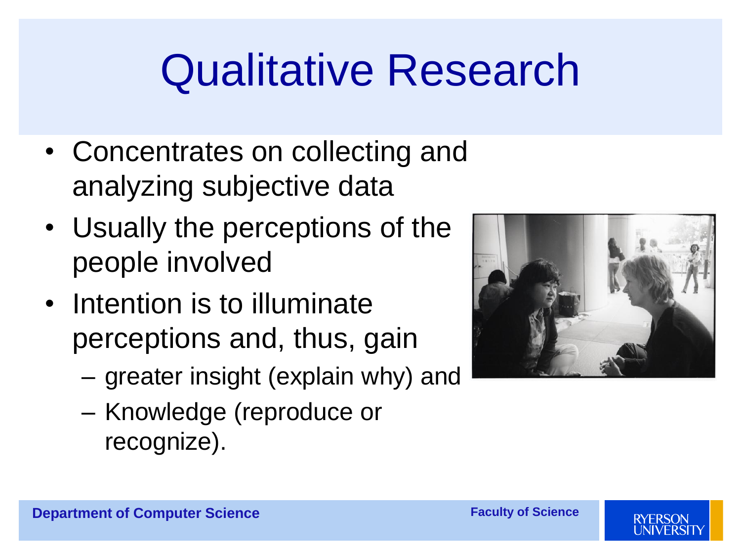# Qualitative Research

- Concentrates on collecting and analyzing subjective data
- Usually the perceptions of the people involved
- Intention is to illuminate perceptions and, thus, gain
  - greater insight (explain why) and
  - Knowledge (reproduce or recognize).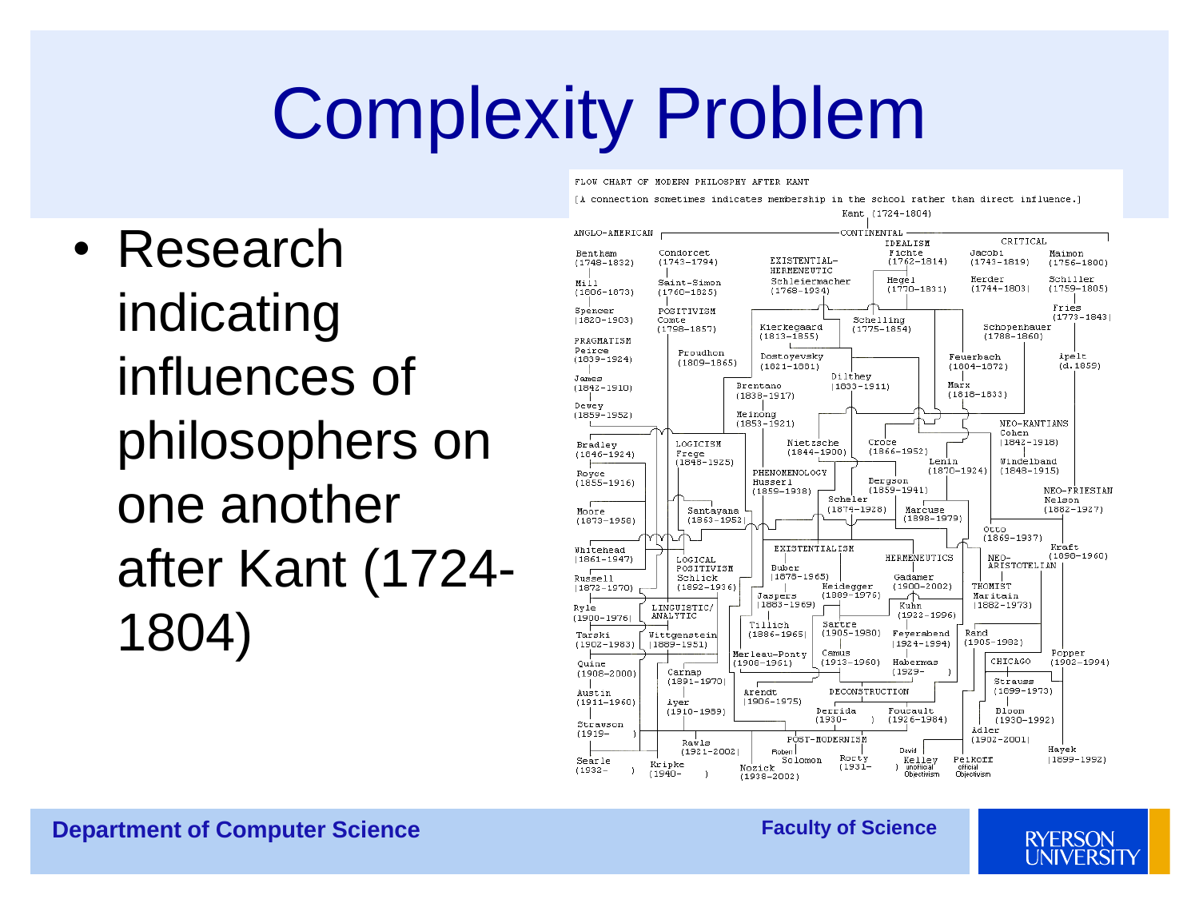# Complexity Problem

- Research indicating influences of philosophers on one another after Kant (1724-1804)

FLOW CHART OF MODERN PHILOSOPHY AFTER KANT

[A connection sometimes indicates membership in the school rather than direct influence.]

Kant (1724-1804)

ANGLO-AMERICAN — CONTINENTAL

IDEALISM — CRITICAL

Bentham (1748-1832) · Condorcet (1743-1794) · EXISTENTIAL-HERMENEUTIC · Fichte (1762-1814) · Jacobi (1743-1819) · Maimon (1756-1800)

Mill (1806-1873) · Saint-Simon (1760-1825) · Schleiermacher (1768-1834) · Hegel (1770-1831) · Herder (1744-1803) · Schiller (1759-1805)

Spencer (1820-1903) · POSITIVISM Comte (1798-1857) · Kierkegaard (1813-1855) · Schelling (1775-1854) · Schopenhauer (1788-1860) · Fries (1773-1843)

PRAGMATISM Peirce (1839-1924) · Proudhon (1809-1865) · Dostoyevsky (1821-1881) · Feuerbach (1804-1872) · Apelt (d.1859)

James (1842-1910) · Brentano (1838-1917) · Dilthey (1833-1911) · Marx (1818-1883)

Dewey (1859-1952) · Meinong (1853-1921) · NEO-KANTIANS Cohen (1842-1918)

Bradley (1846-1924) · LOGICISM Frege (1848-1925) · Nietzsche (1844-1900) · Croce (1866-1952) · Lenin (1870-1924) · Windelband (1848-1915)

Royce (1855-1916) · PHENOMENOLOGY Husserl (1859-1938) · Bergson (1859-1941) · NEO-FRIESIAN Nelson (1882-1927)

Moore (1873-1958) · Santayana (1863-1952) · Scheler (1874-1928) · Marcuse (1898-1979) · Otto (1869-1937)

Whitehead (1861-1947) · LOGICAL POSITIVISM Schlick (1882-1936) · EXISTENTIALISM Buber (1878-1965) · HERMENEUTICS Gadamer (1900-2002) · NEO-ARISTOTELIAN · Kraft (1880-1960)

Russell (1872-1970) · Jaspers (1883-1969) · Heidegger (1889-1976) · THOMIST Maritain (1882-1973)

Ryle (1900-1976) · LINGUISTIC/ANALYTIC · Kuhn (1922-1996)

Tarski (1902-1983) · Wittgenstein (1889-1951) · Tillich (1886-1965) · Sartre (1905-1980) · Feyerabend (1924-1994) · Rand (1905-1982)

Quine (1908-2000) · Merleau-Ponty (1908-1961) · Camus (1913-1960) · Habermas (1929- ) · CHICAGO · Popper (1902-1994)

Carnap (1891-1970) · Strauss (1899-1973)

Austin (1911-1960) · Arendt (1906-1975) · DECONSTRUCTION

Ayer (1910-1989) · Derrida (1930- ) · Foucault (1926-1984) · Bloom (1930-1992)

Strawson (1919- ) · POST-MODERNISM · Adler (1902-2001)

Rawls (1921-2002) · Robert Solomon · Rorty (1931- ) · David Kelley unofficial Objectivism · Peikoff official Objectivism · Hayek (1899-1992)

Searle (1932- ) · Kripke (1940- ) · Nozick (1938-2002)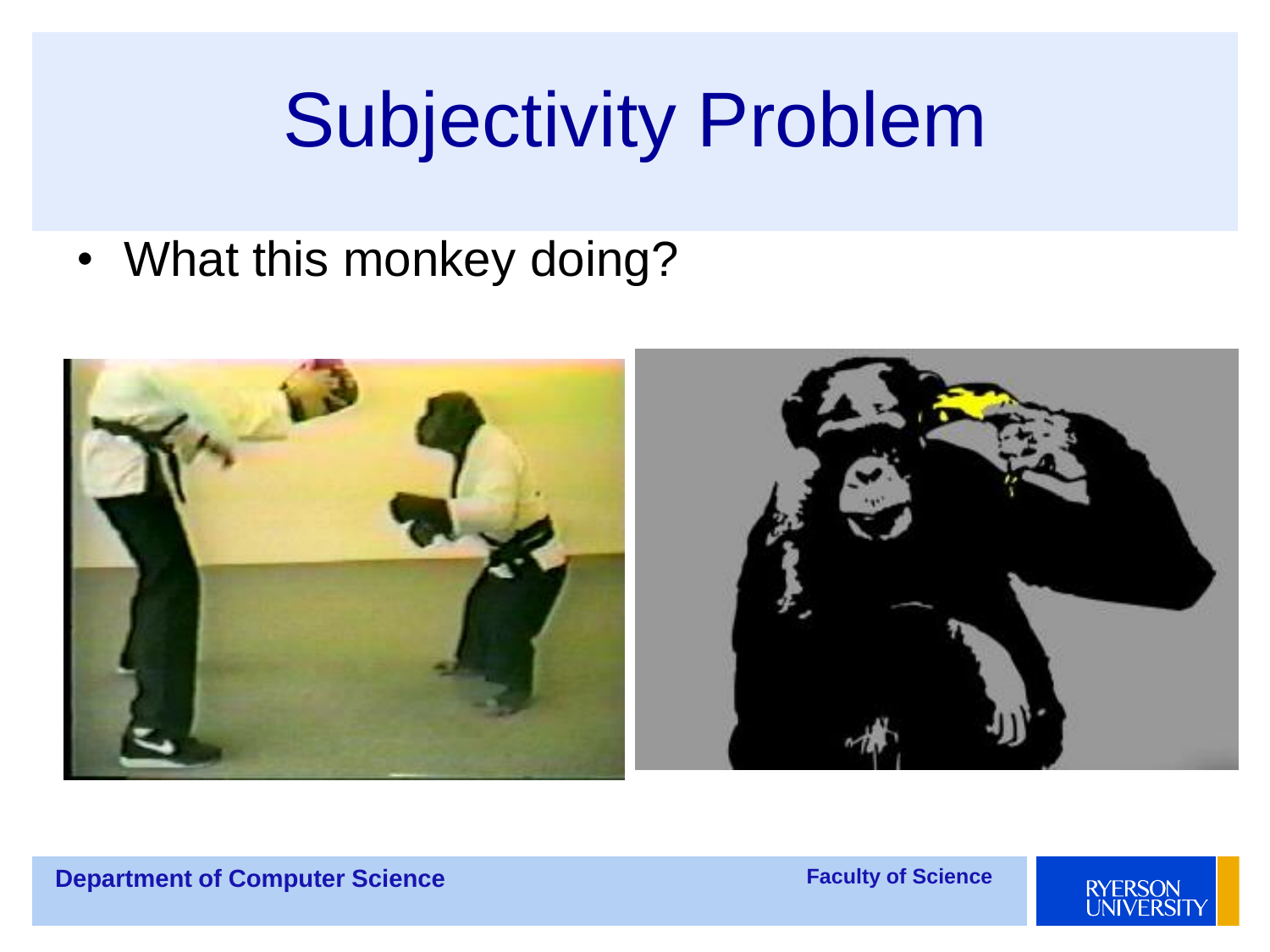# Subjectivity Problem

- What this monkey doing?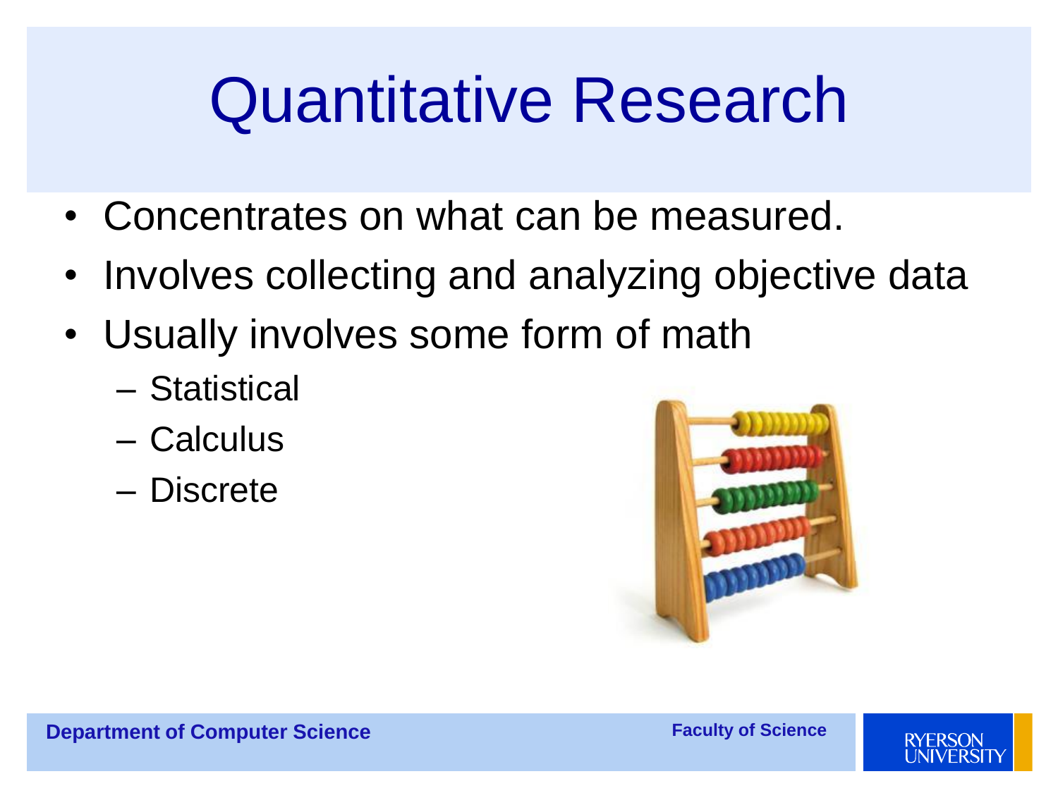# Quantitative Research

- Concentrates on what can be measured.
- Involves collecting and analyzing objective data
- Usually involves some form of math
  - Statistical
  - Calculus
  - Discrete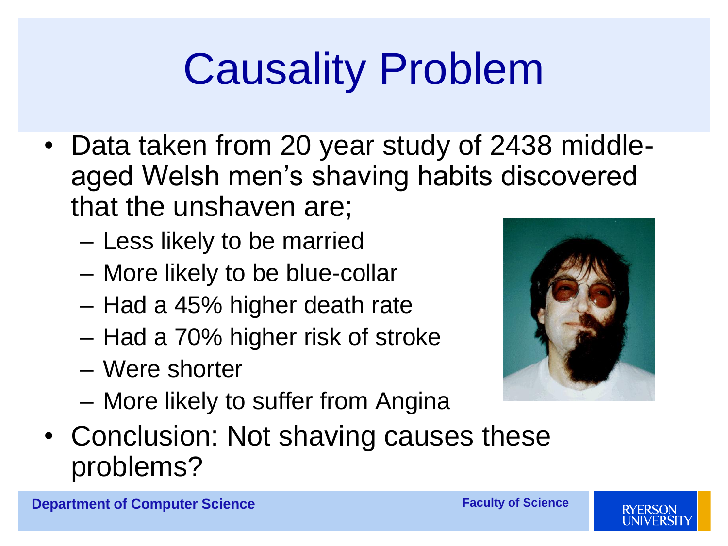# Causality Problem

- Data taken from 20 year study of 2438 middle-aged Welsh men's shaving habits discovered that the unshaven are;
  - Less likely to be married
  - More likely to be blue-collar
  - Had a 45% higher death rate
  - Had a 70% higher risk of stroke
  - Were shorter
  - More likely to suffer from Angina
- Conclusion: Not shaving causes these problems?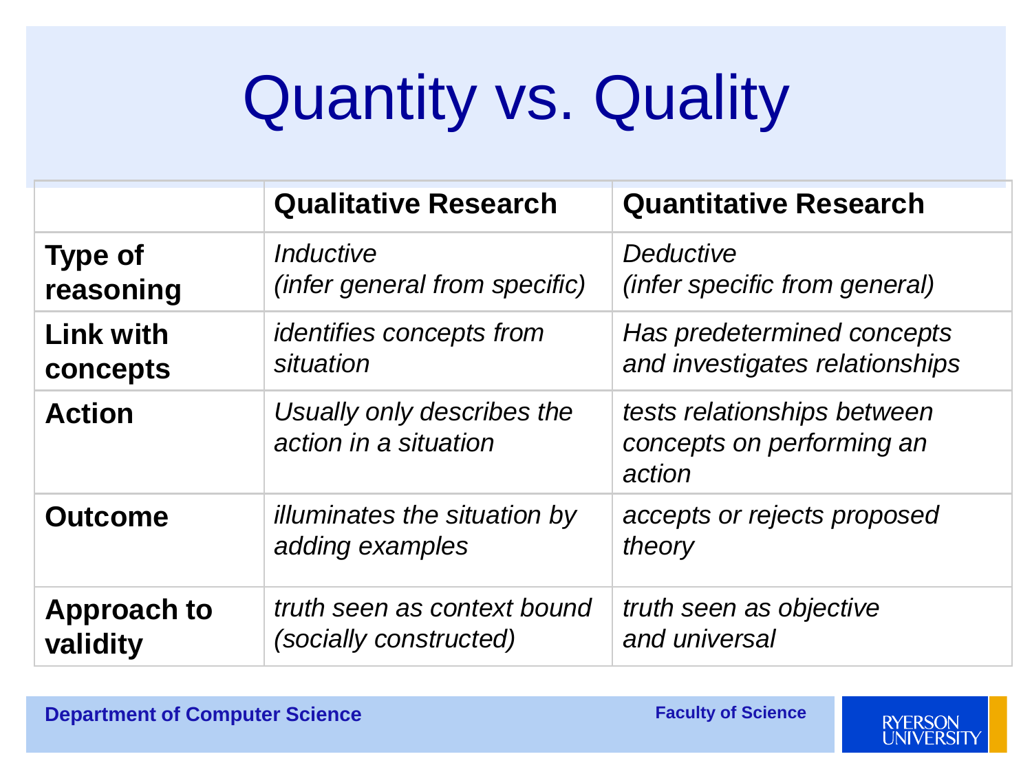# Quantity vs. Quality

| | Qualitative Research | Quantitative Research |
|---|---|---|
| **Type of reasoning** | *Inductive (infer general from specific)* | *Deductive (infer specific from general)* |
| **Link with concepts** | *identifies concepts from situation* | *Has predetermined concepts and investigates relationships* |
| **Action** | *Usually only describes the action in a situation* | *tests relationships between concepts on performing an action* |
| **Outcome** | *illuminates the situation by adding examples* | *accepts or rejects proposed theory* |
| **Approach to validity** | *truth seen as context bound (socially constructed)* | *truth seen as objective and universal* |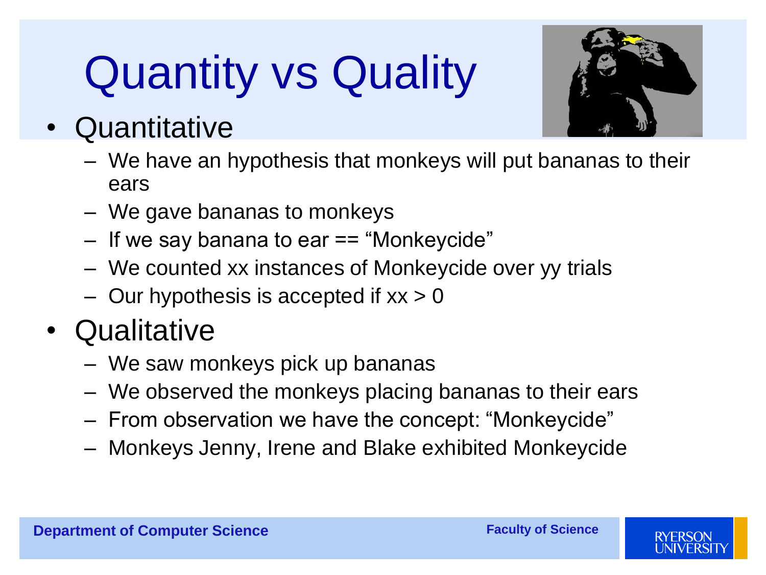# Quantity vs Quality

- Quantitative
  - We have an hypothesis that monkeys will put bananas to their ears
  - We gave bananas to monkeys
  - If we say banana to ear == “Monkeycide”
  - We counted xx instances of Monkeycide over yy trials
  - Our hypothesis is accepted if xx > 0
- Qualitative
  - We saw monkeys pick up bananas
  - We observed the monkeys placing bananas to their ears
  - From observation we have the concept: “Monkeycide”
  - Monkeys Jenny, Irene and Blake exhibited Monkeycide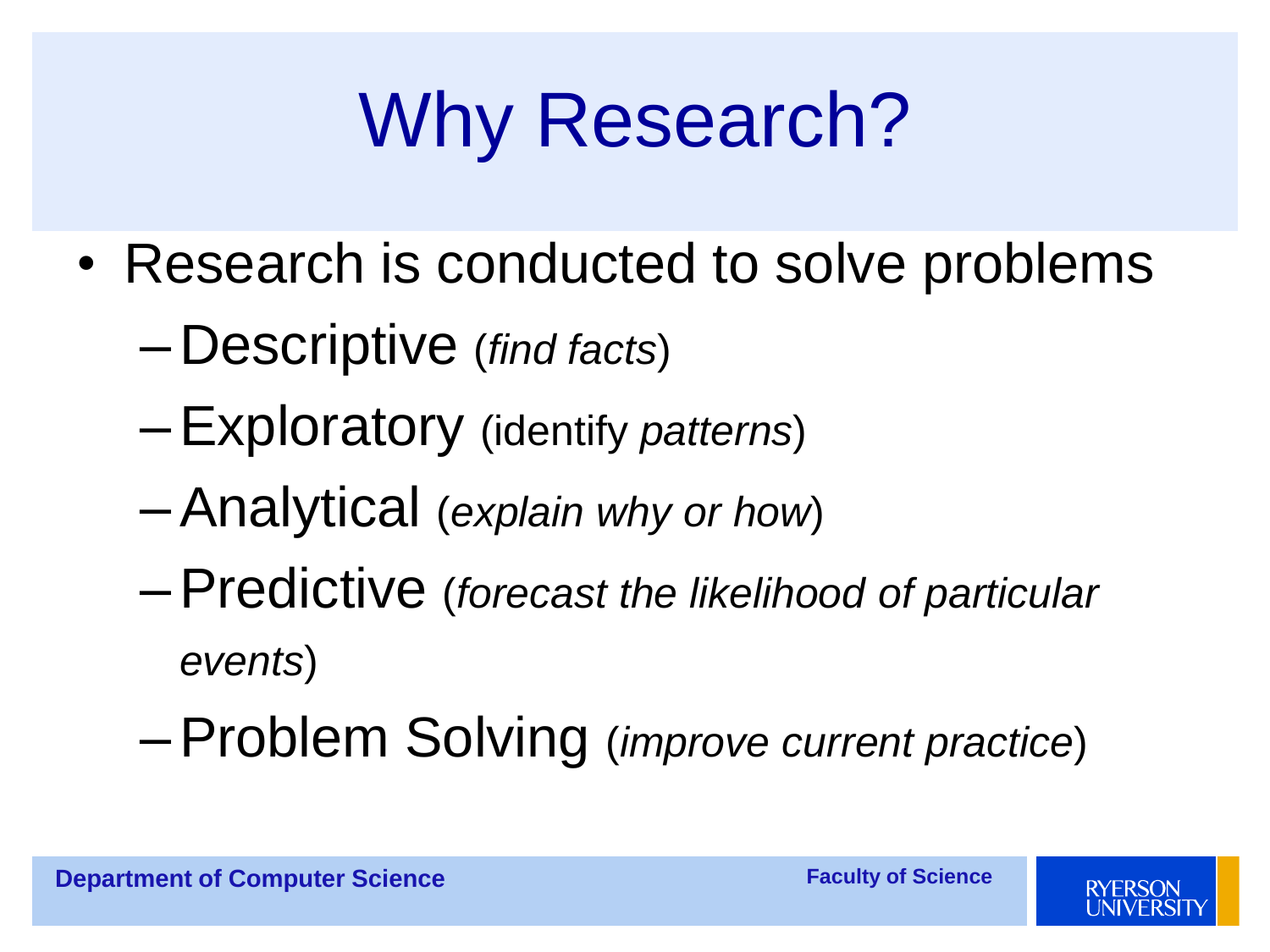# Why Research?

- Research is conducted to solve problems
  - Descriptive (*find facts*)
  - Exploratory (identify *patterns*)
  - Analytical (*explain why or how*)
  - Predictive (*forecast the likelihood of particular events*)
  - Problem Solving (*improve current practice*)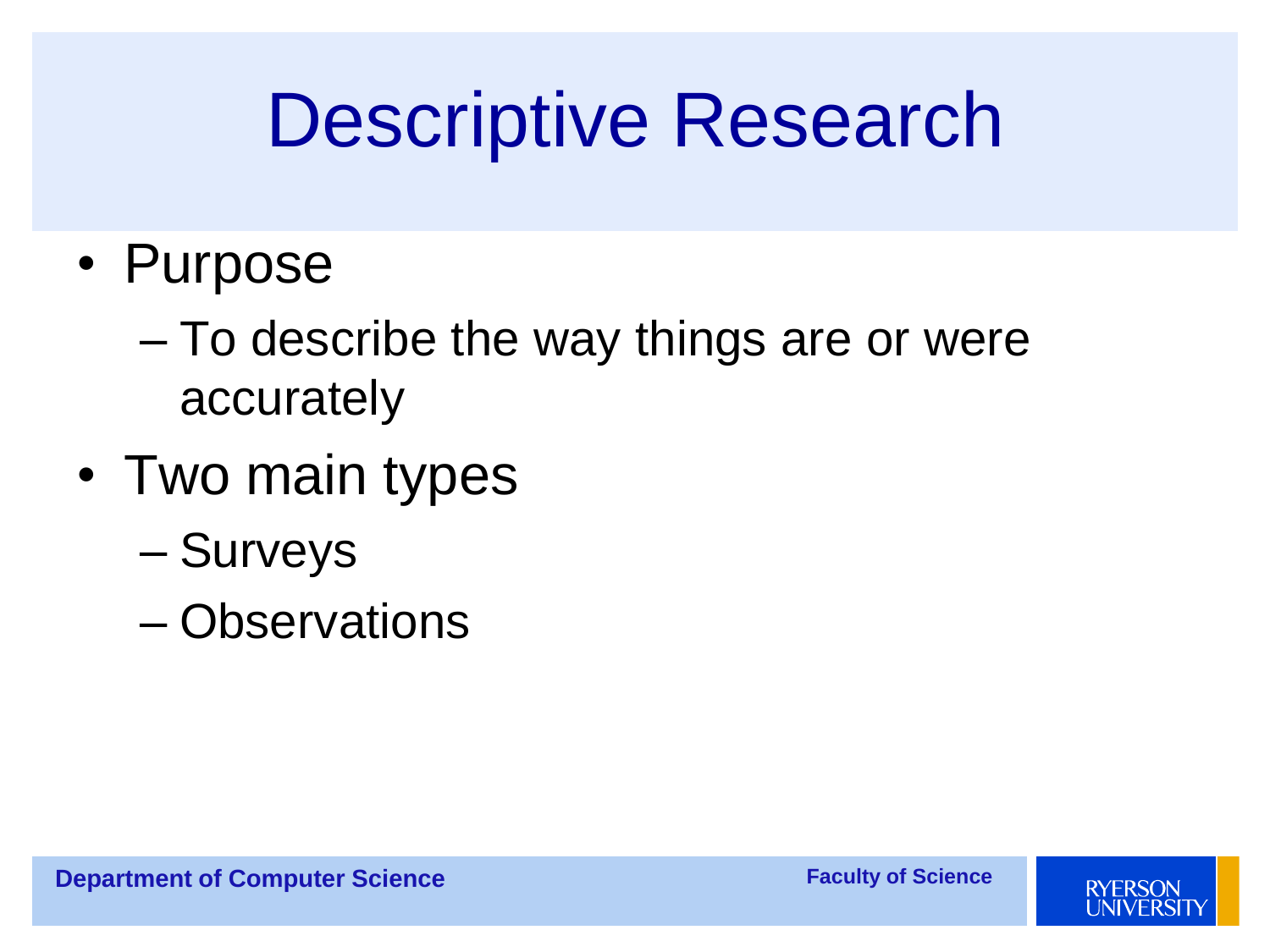# Descriptive Research

- Purpose
  - To describe the way things are or were accurately
- Two main types
  - Surveys
  - Observations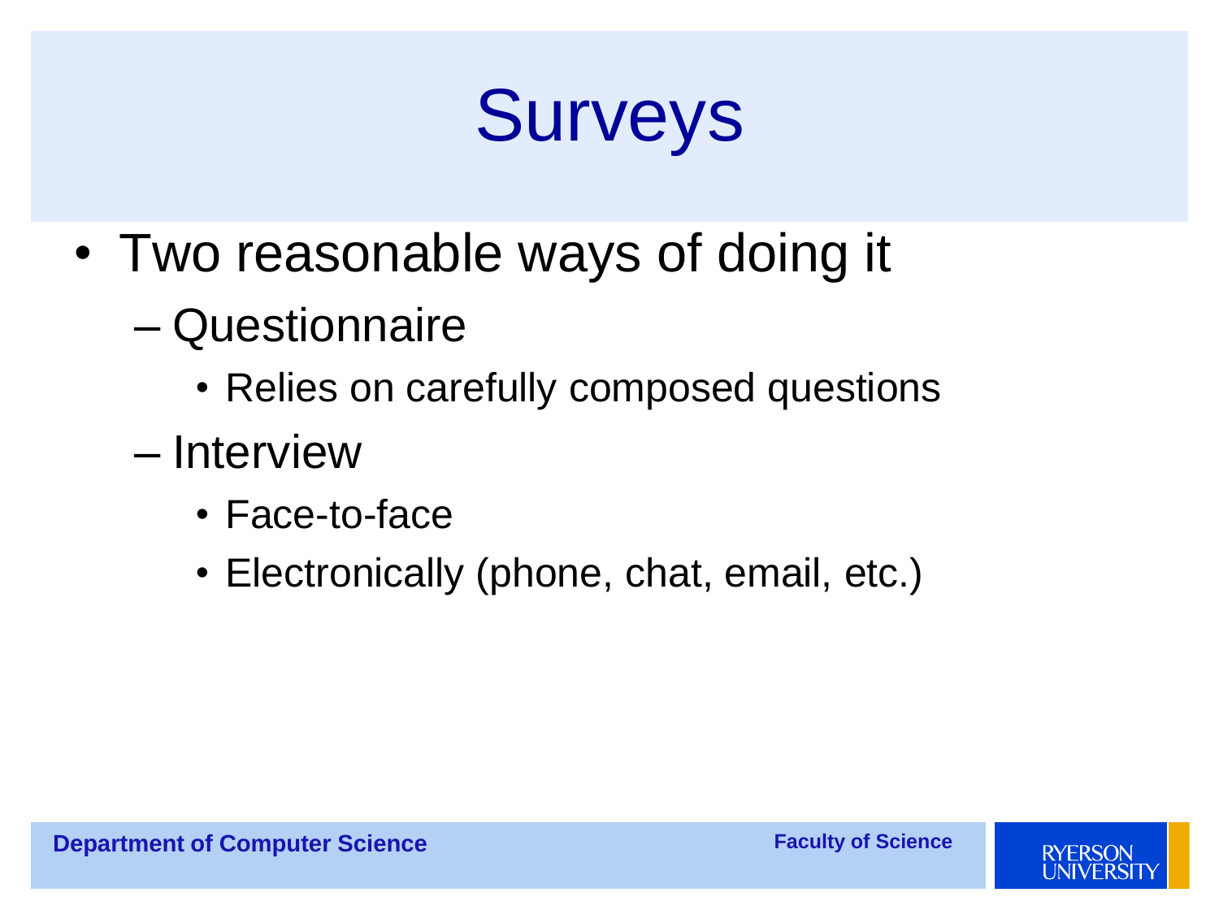# Surveys

- Two reasonable ways of doing it
  - Questionnaire
    - Relies on carefully composed questions
  - Interview
    - Face-to-face
    - Electronically (phone, chat, email, etc.)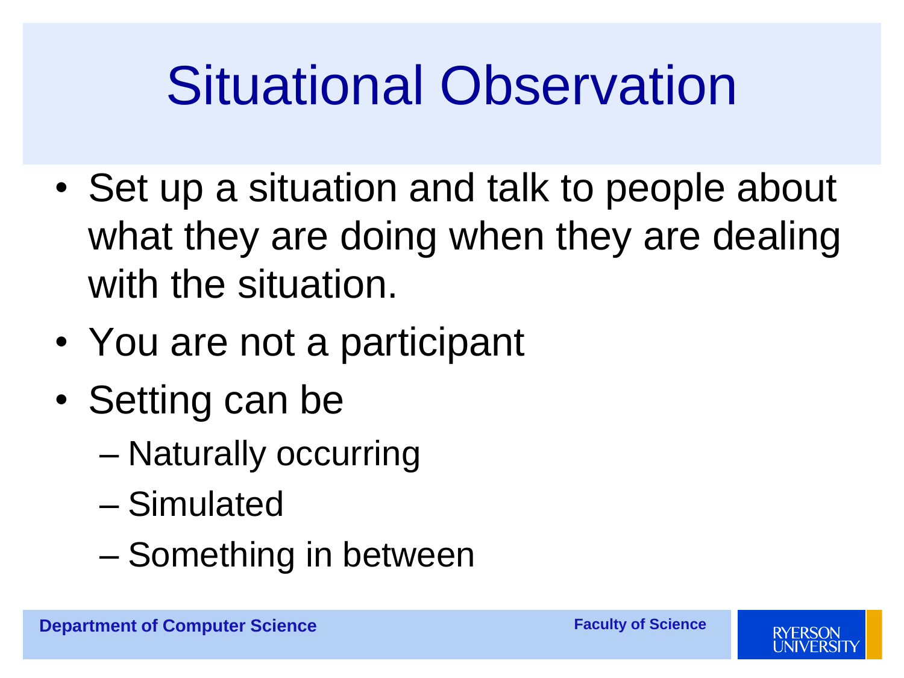# Situational Observation

- Set up a situation and talk to people about what they are doing when they are dealing with the situation.
- You are not a participant
- Setting can be
  - Naturally occurring
  - Simulated
  - Something in between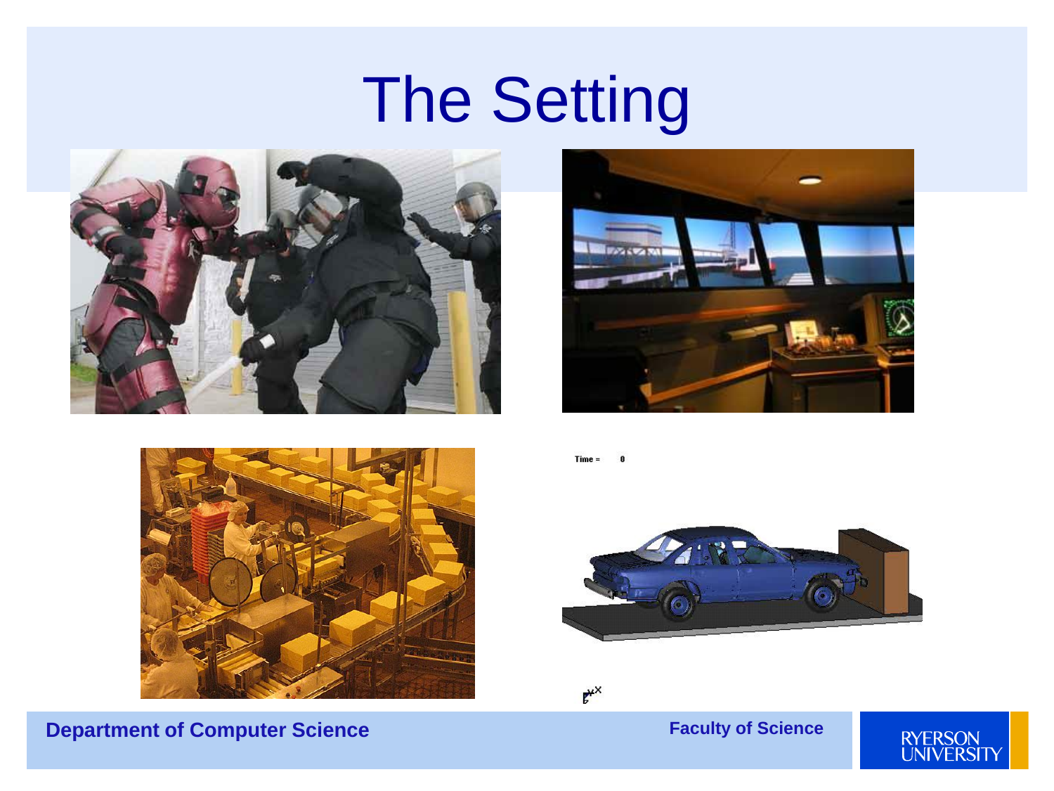# The Setting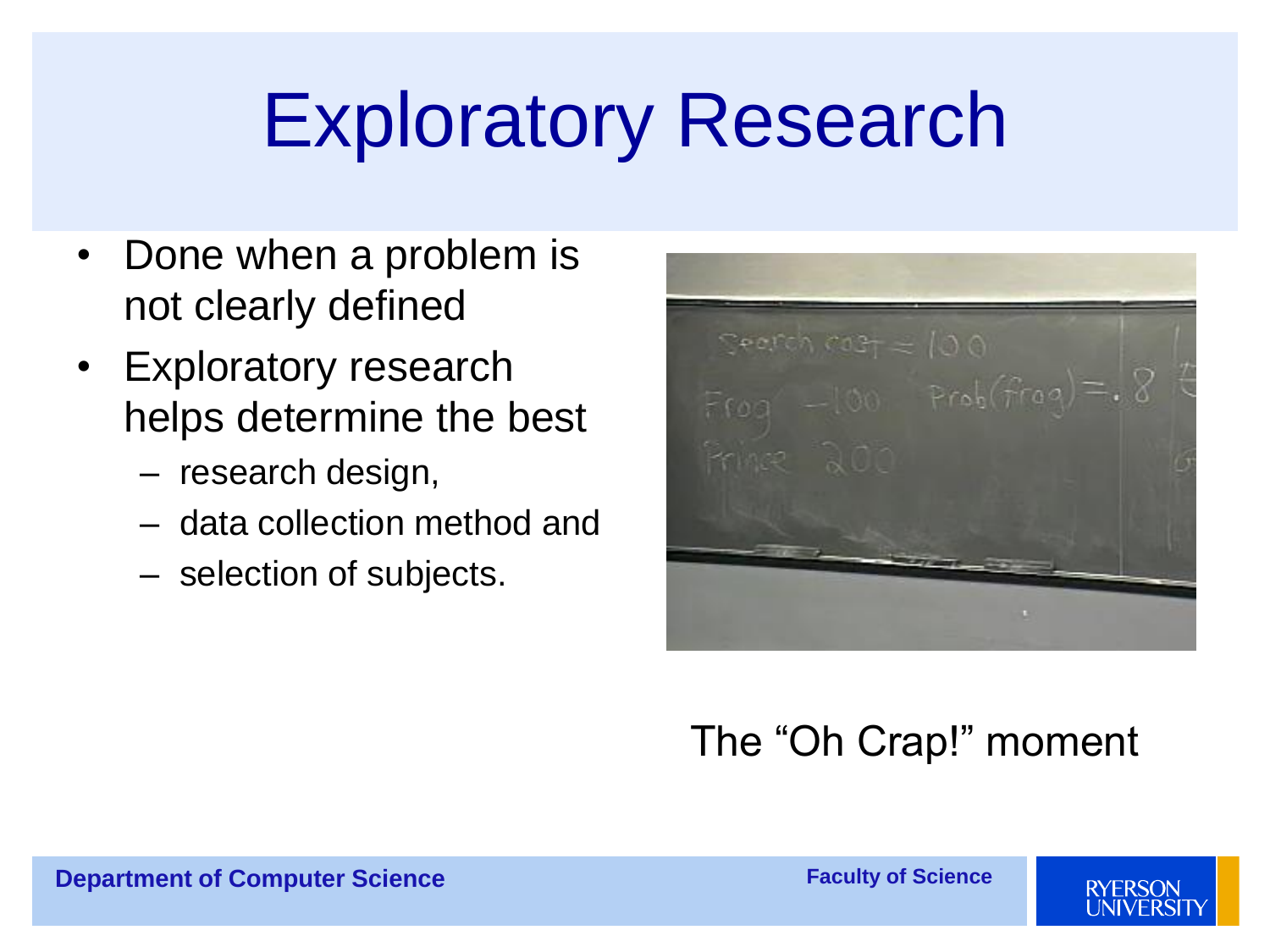# Exploratory Research

- Done when a problem is not clearly defined
- Exploratory research helps determine the best
  - research design,
  - data collection method and
  - selection of subjects.

The "Oh Crap!" moment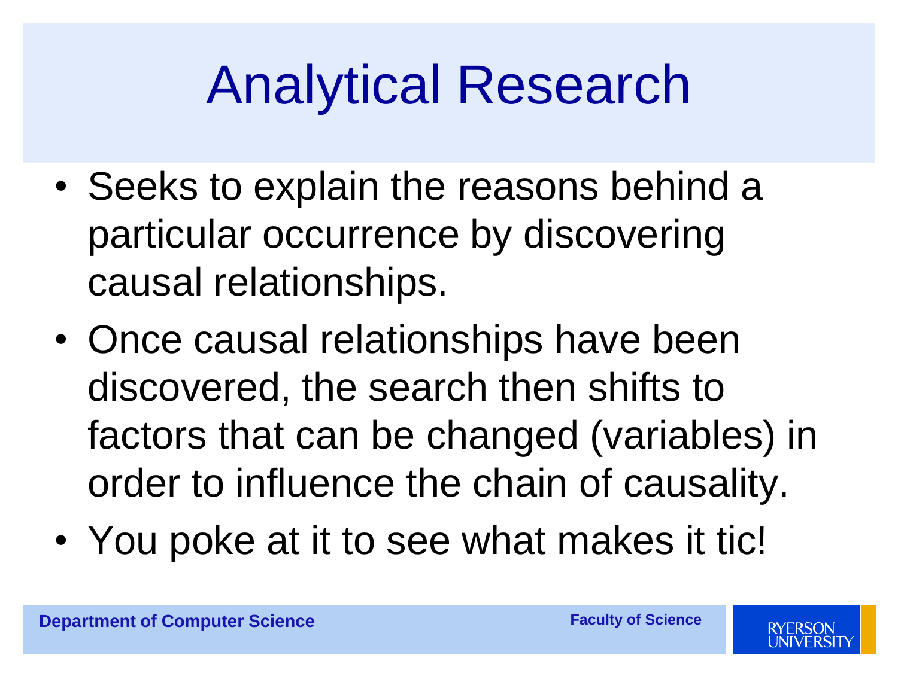# Analytical Research

- Seeks to explain the reasons behind a particular occurrence by discovering causal relationships.
- Once causal relationships have been discovered, the search then shifts to factors that can be changed (variables) in order to influence the chain of causality.
- You poke at it to see what makes it tic!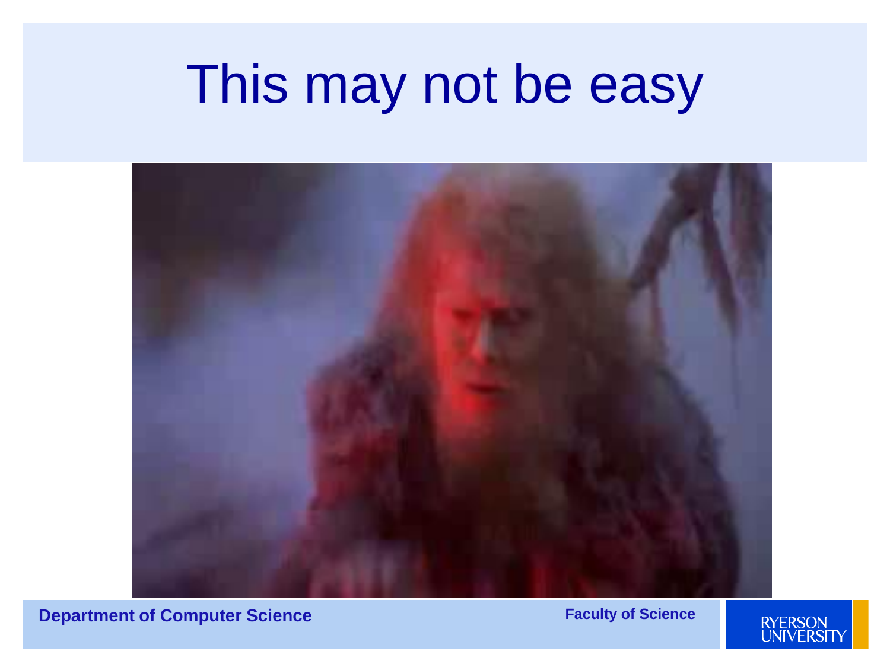# This may not be easy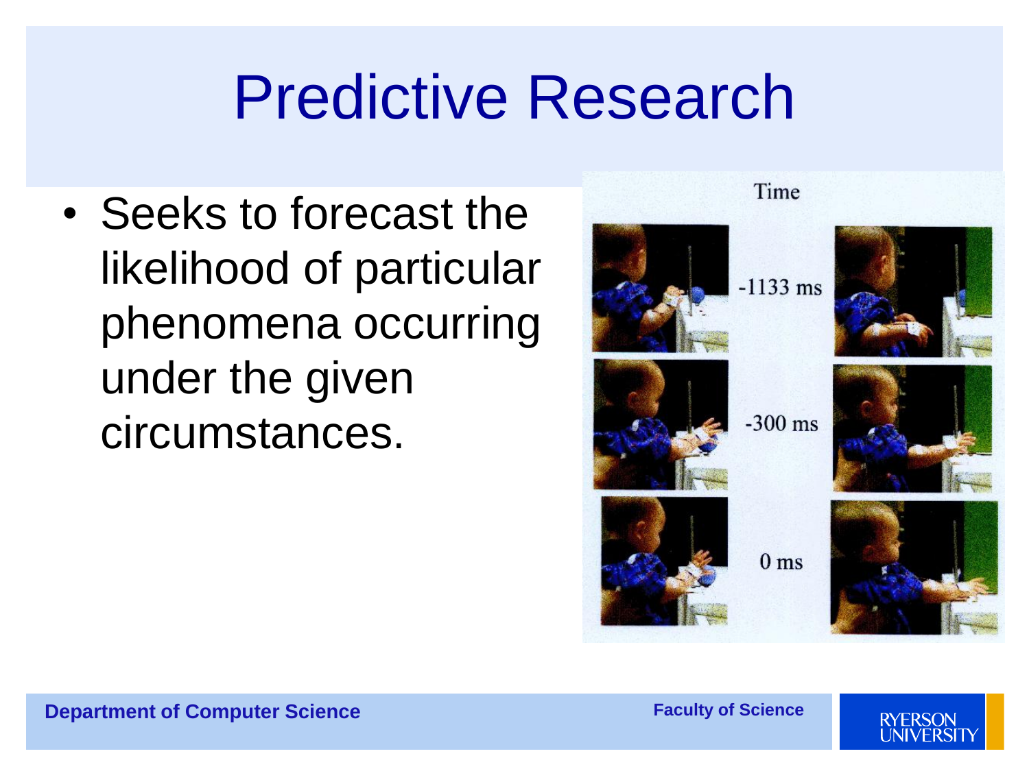# Predictive Research

- Seeks to forecast the likelihood of particular phenomena occurring under the given circumstances.

Time

-1133 ms

-300 ms

0 ms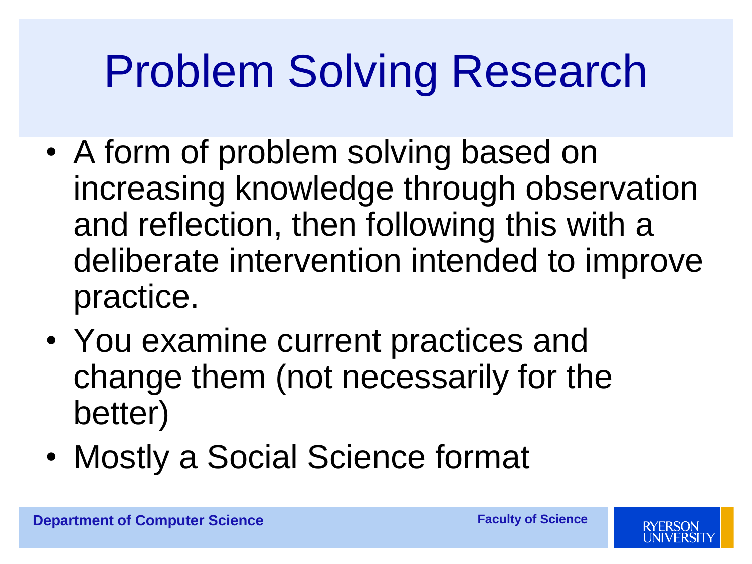# Problem Solving Research

- A form of problem solving based on increasing knowledge through observation and reflection, then following this with a deliberate intervention intended to improve practice.
- You examine current practices and change them (not necessarily for the better)
- Mostly a Social Science format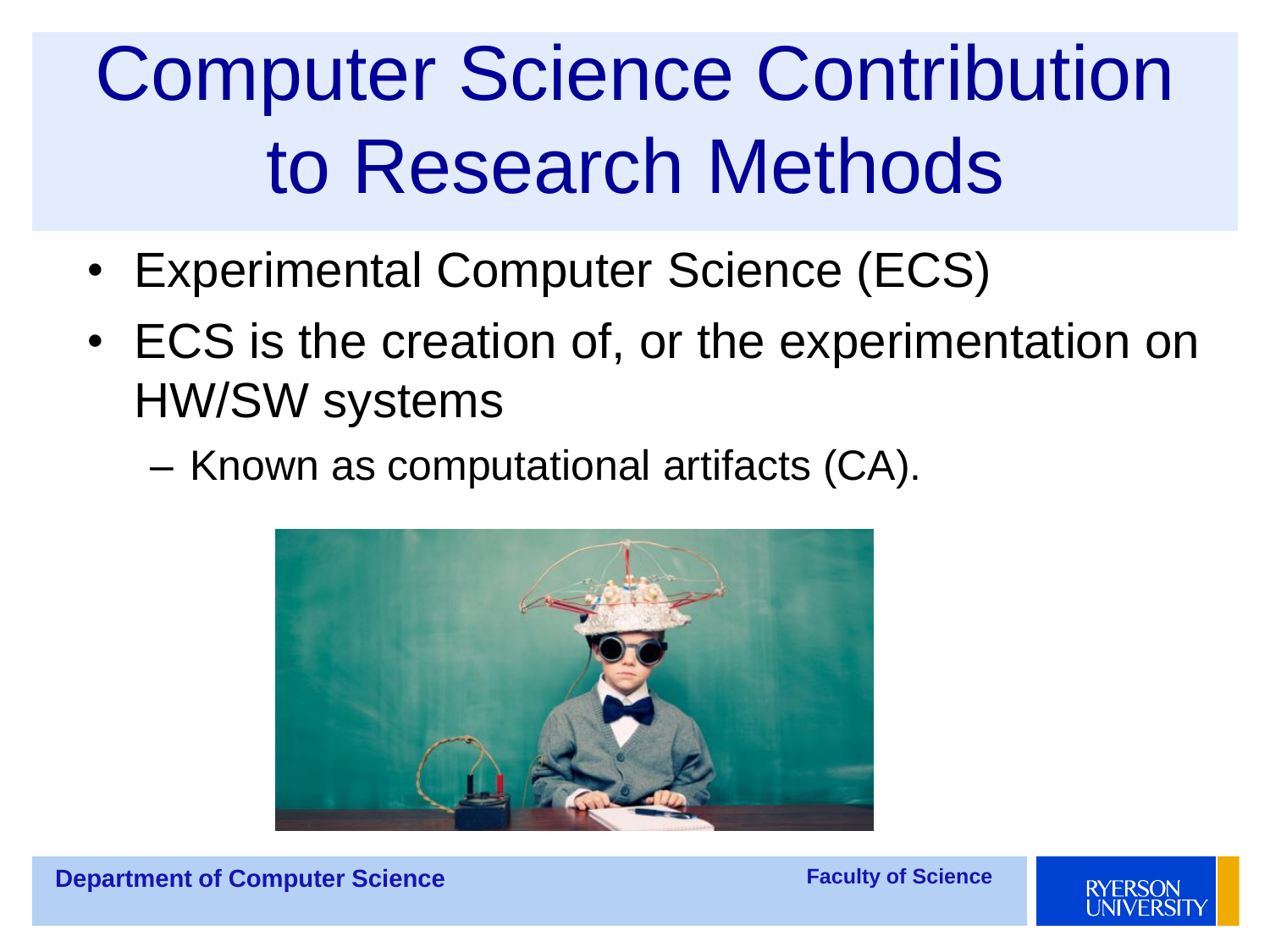# Computer Science Contribution to Research Methods

- Experimental Computer Science (ECS)
- ECS is the creation of, or the experimentation on HW/SW systems
  – Known as computational artifacts (CA).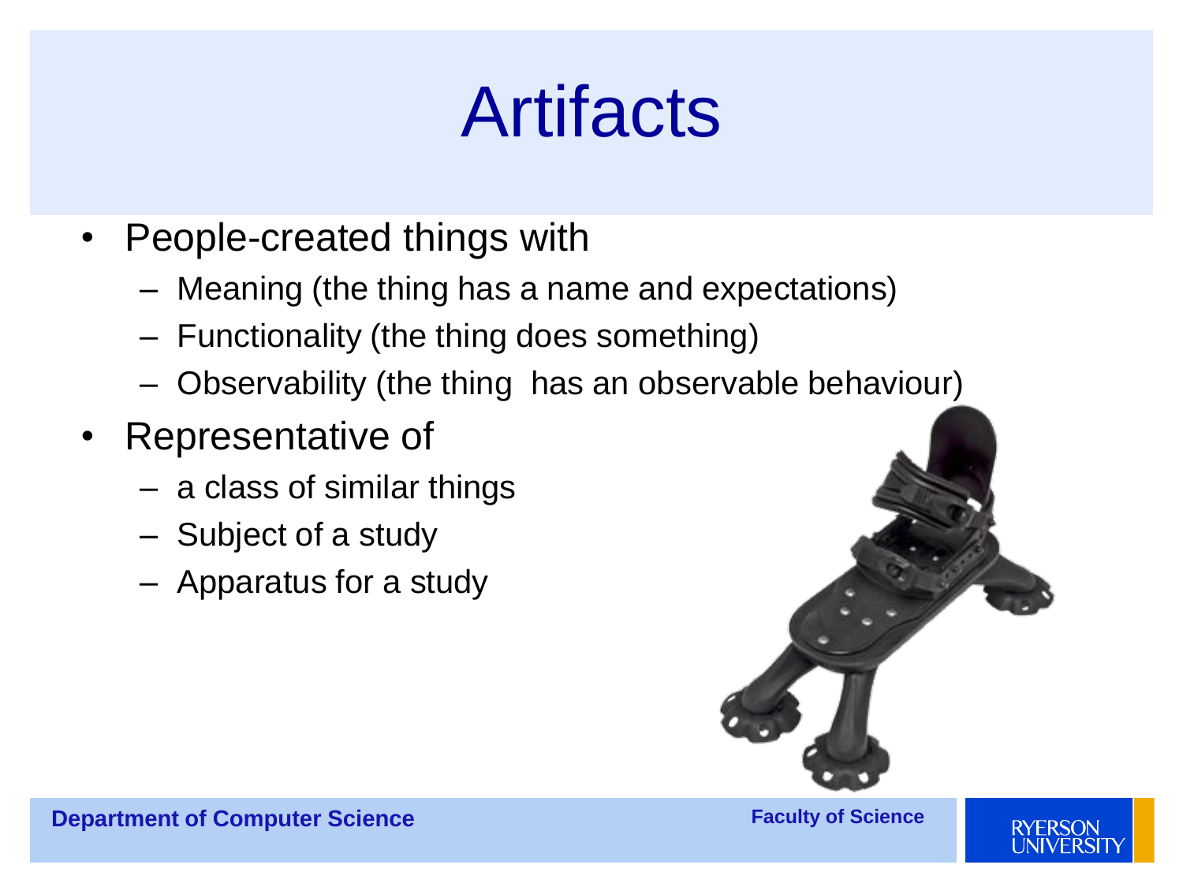# Artifacts

- People-created things with
  - Meaning (the thing has a name and expectations)
  - Functionality (the thing does something)
  - Observability (the thing has an observable behaviour)
- Representative of
  - a class of similar things
  - Subject of a study
  - Apparatus for a study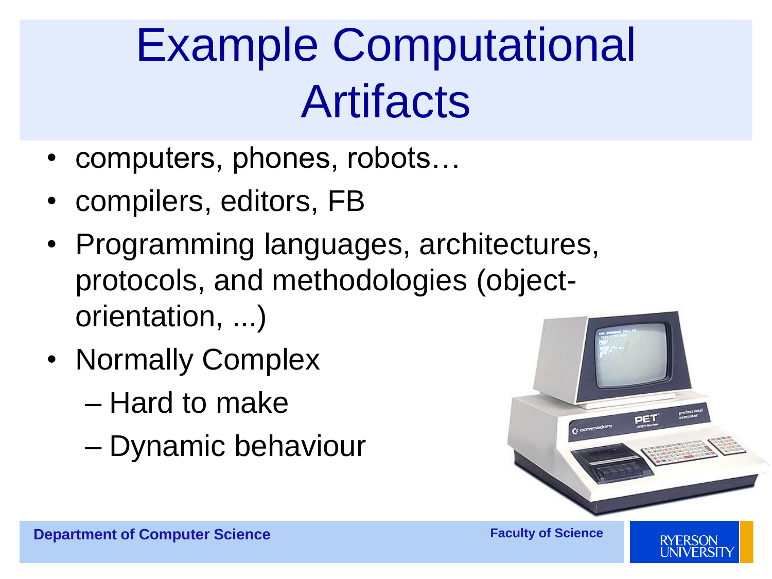# Example Computational Artifacts

- computers, phones, robots…
- compilers, editors, FB
- Programming languages, architectures, protocols, and methodologies (object-orientation, ...)
- Normally Complex
  - Hard to make
  - Dynamic behaviour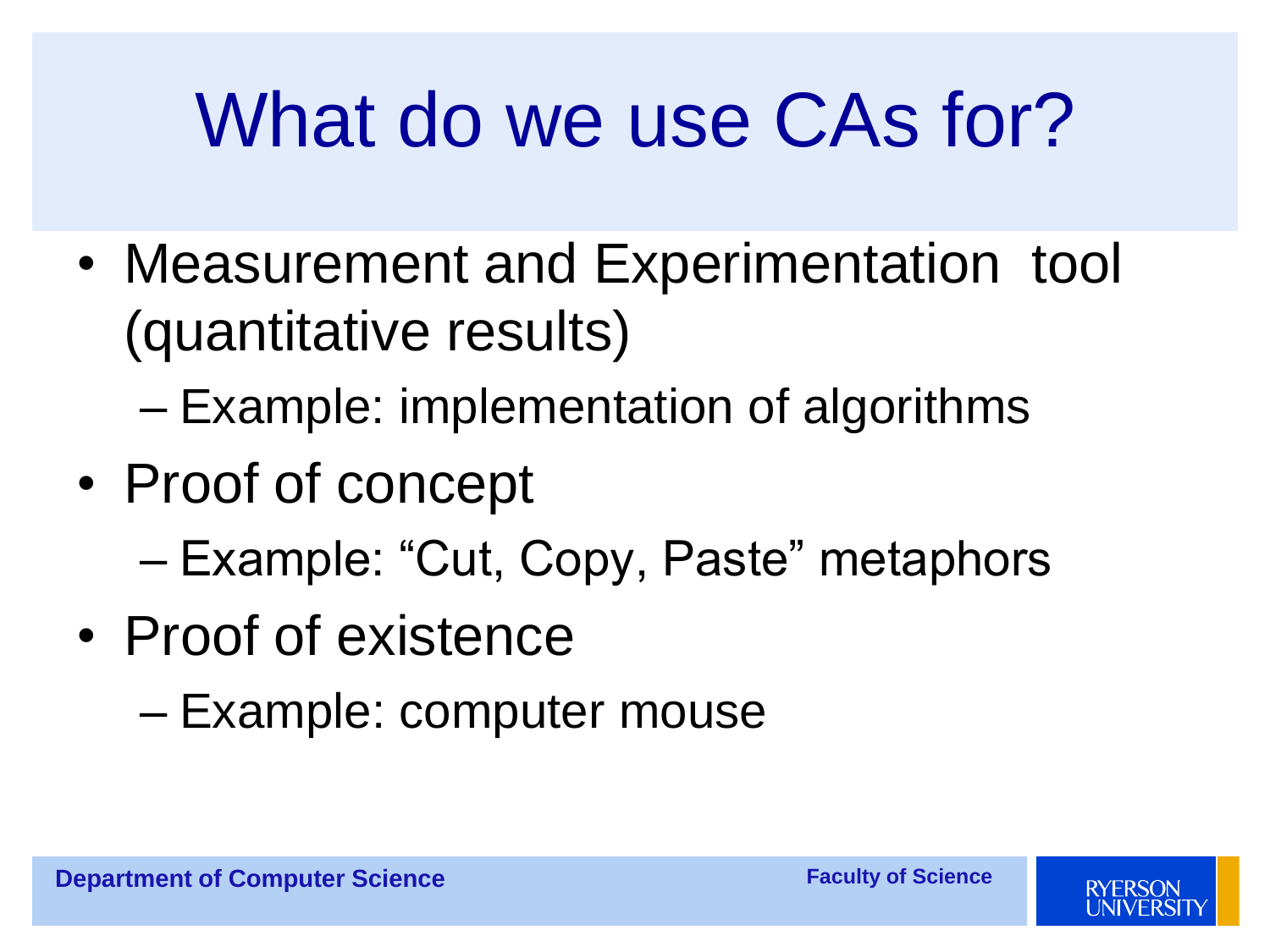# What do we use CAs for?

- Measurement and Experimentation tool (quantitative results)
  - Example: implementation of algorithms
- Proof of concept
  - Example: "Cut, Copy, Paste" metaphors
- Proof of existence
  - Example: computer mouse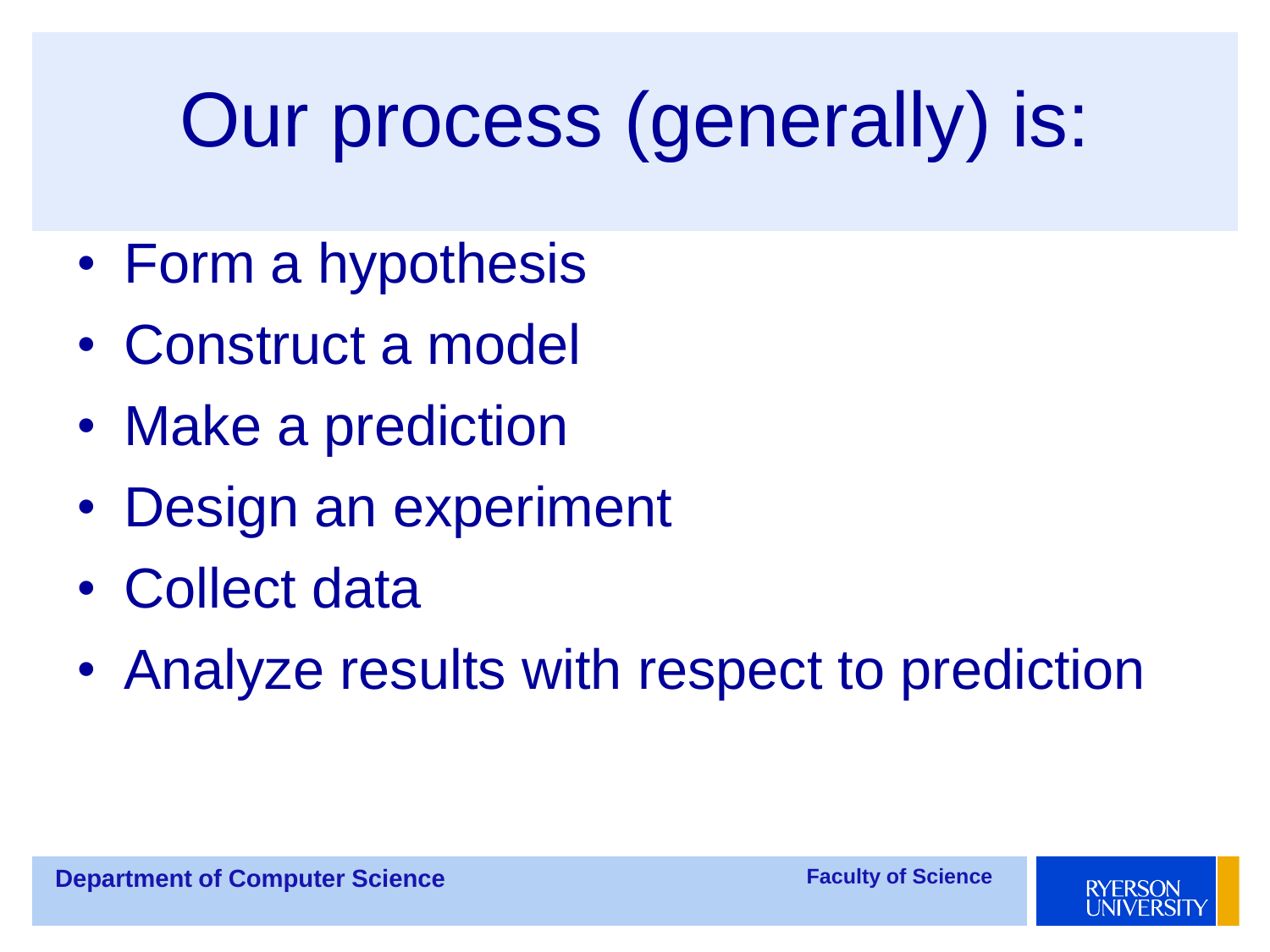# Our process (generally) is:

- Form a hypothesis
- Construct a model
- Make a prediction
- Design an experiment
- Collect data
- Analyze results with respect to prediction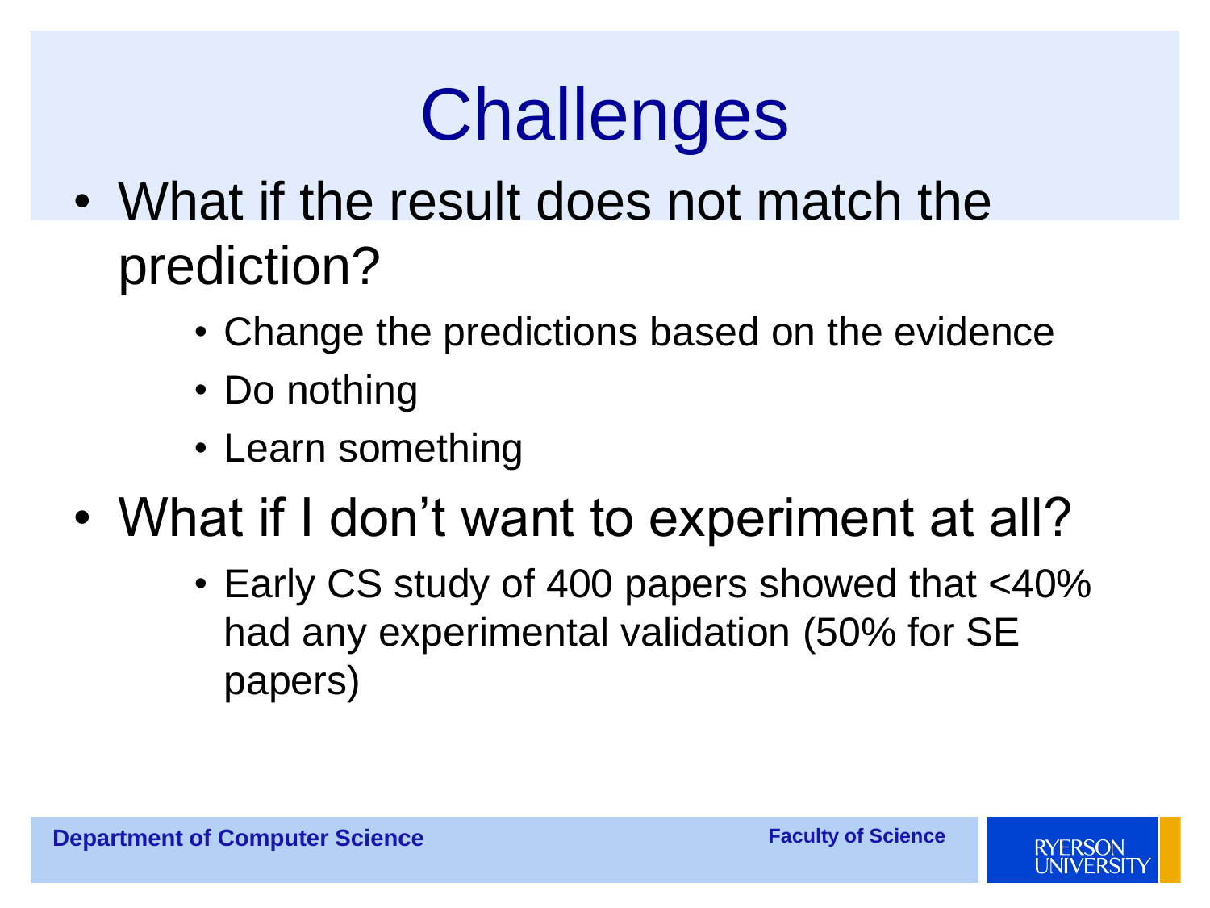# Challenges

- What if the result does not match the prediction?
  - Change the predictions based on the evidence
  - Do nothing
  - Learn something
- What if I don't want to experiment at all?
  - Early CS study of 400 papers showed that <40% had any experimental validation (50% for SE papers)